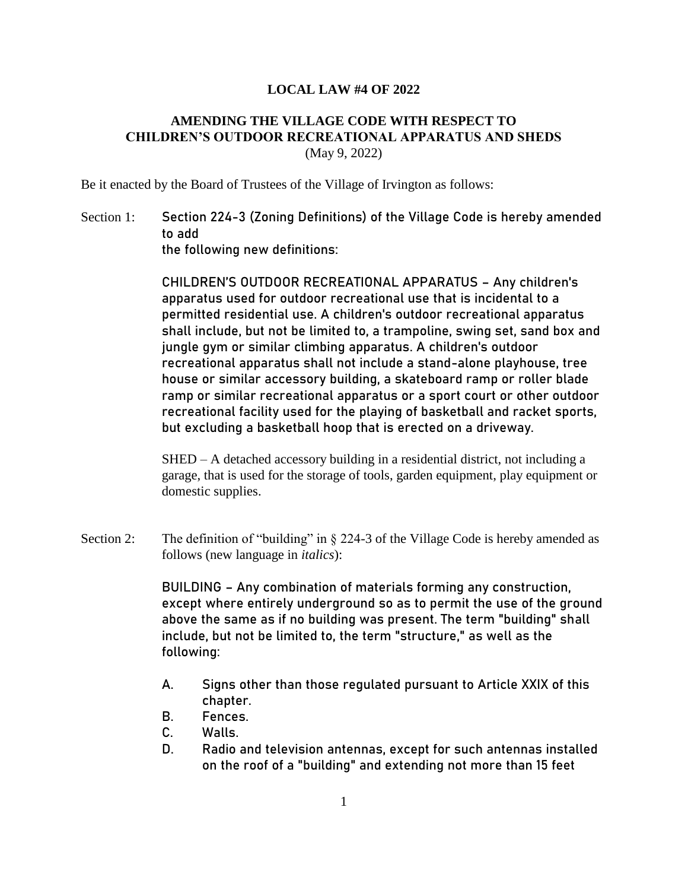**LOCAL LAW #4 OF 2022**

**AMENDING THE VILLAGE CODE WITH RESPECT TO CHILDREN'S OUTDOOR RECREATIONAL APPARATUS AND SHEDS**
(May 9, 2022)

Be it enacted by the Board of Trustees of the Village of Irvington as follows:

Section 1: Section 224-3 (Zoning Definitions) of the Village Code is hereby amended to add the following new definitions:

CHILDREN'S OUTDOOR RECREATIONAL APPARATUS – Any children's apparatus used for outdoor recreational use that is incidental to a permitted residential use. A children's outdoor recreational apparatus shall include, but not be limited to, a trampoline, swing set, sand box and jungle gym or similar climbing apparatus. A children's outdoor recreational apparatus shall not include a stand-alone playhouse, tree house or similar accessory building, a skateboard ramp or roller blade ramp or similar recreational apparatus or a sport court or other outdoor recreational facility used for the playing of basketball and racket sports, but excluding a basketball hoop that is erected on a driveway.

SHED – A detached accessory building in a residential district, not including a garage, that is used for the storage of tools, garden equipment, play equipment or domestic supplies.

Section 2: The definition of "building" in § 224-3 of the Village Code is hereby amended as follows (new language in *italics*):

BUILDING – Any combination of materials forming any construction, except where entirely underground so as to permit the use of the ground above the same as if no building was present. The term "building" shall include, but not be limited to, the term "structure," as well as the following:

A. Signs other than those regulated pursuant to Article XXIX of this chapter.
B. Fences.
C. Walls.
D. Radio and television antennas, except for such antennas installed on the roof of a "building" and extending not more than 15 feet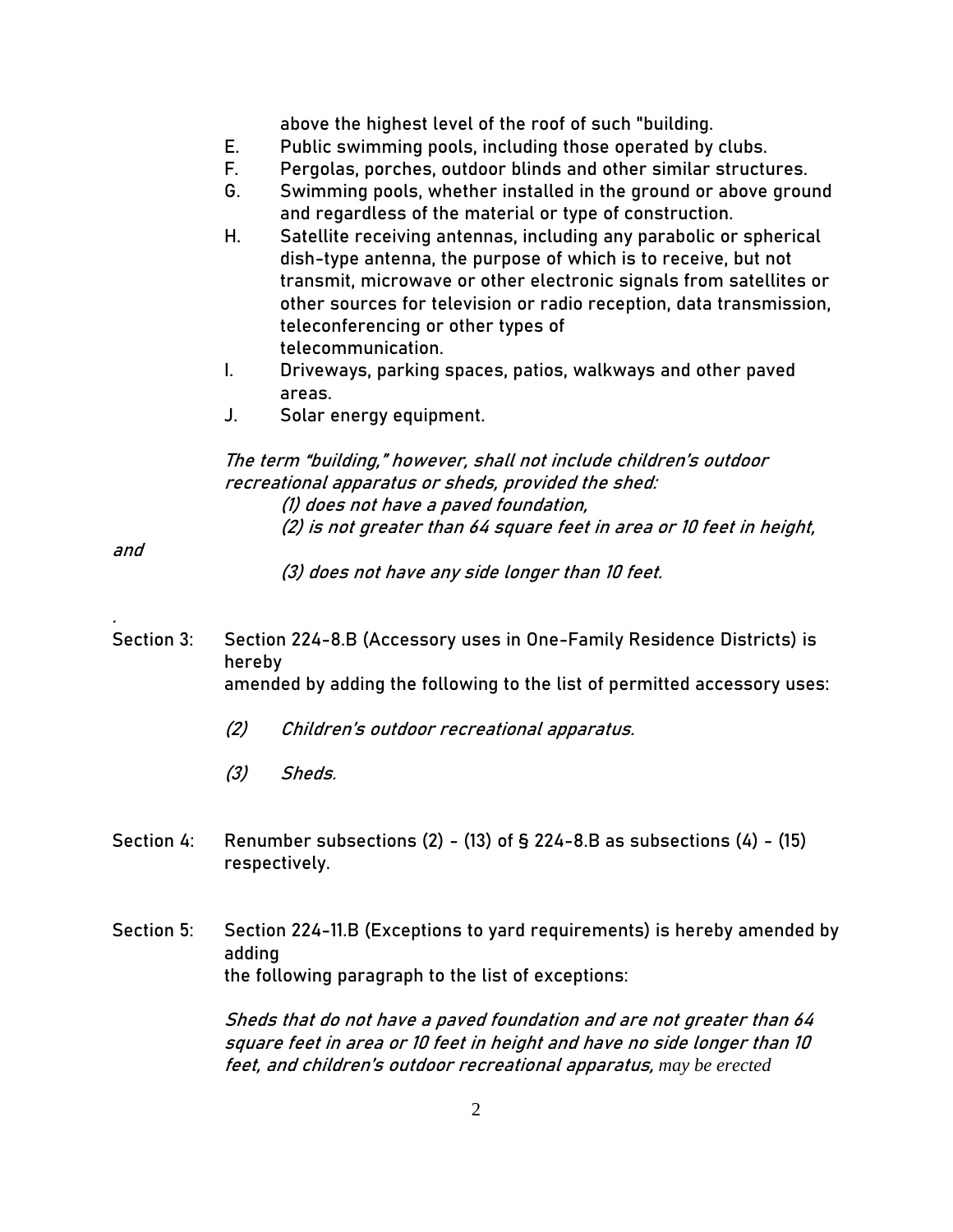above the highest level of the roof of such "building.

E. Public swimming pools, including those operated by clubs.

F. Pergolas, porches, outdoor blinds and other similar structures.

G. Swimming pools, whether installed in the ground or above ground and regardless of the material or type of construction.

H. Satellite receiving antennas, including any parabolic or spherical dish-type antenna, the purpose of which is to receive, but not transmit, microwave or other electronic signals from satellites or other sources for television or radio reception, data transmission, teleconferencing or other types of telecommunication.

I. Driveways, parking spaces, patios, walkways and other paved areas.

J. Solar energy equipment.

*The term "building," however, shall not include children's outdoor recreational apparatus or sheds, provided the shed:*

*(1) does not have a paved foundation,*

*(2) is not greater than 64 square feet in area or 10 feet in height, and*

*(3) does not have any side longer than 10 feet.*

.

Section 3: Section 224-8.B (Accessory uses in One-Family Residence Districts) is hereby amended by adding the following to the list of permitted accessory uses:

*(2) Children's outdoor recreational apparatus.*

*(3) Sheds.*

Section 4: Renumber subsections (2) - (13) of § 224-8.B as subsections (4) - (15) respectively.

Section 5: Section 224-11.B (Exceptions to yard requirements) is hereby amended by adding the following paragraph to the list of exceptions:

*Sheds that do not have a paved foundation and are not greater than 64 square feet in area or 10 feet in height and have no side longer than 10 feet, and children's outdoor recreational apparatus, may be erected*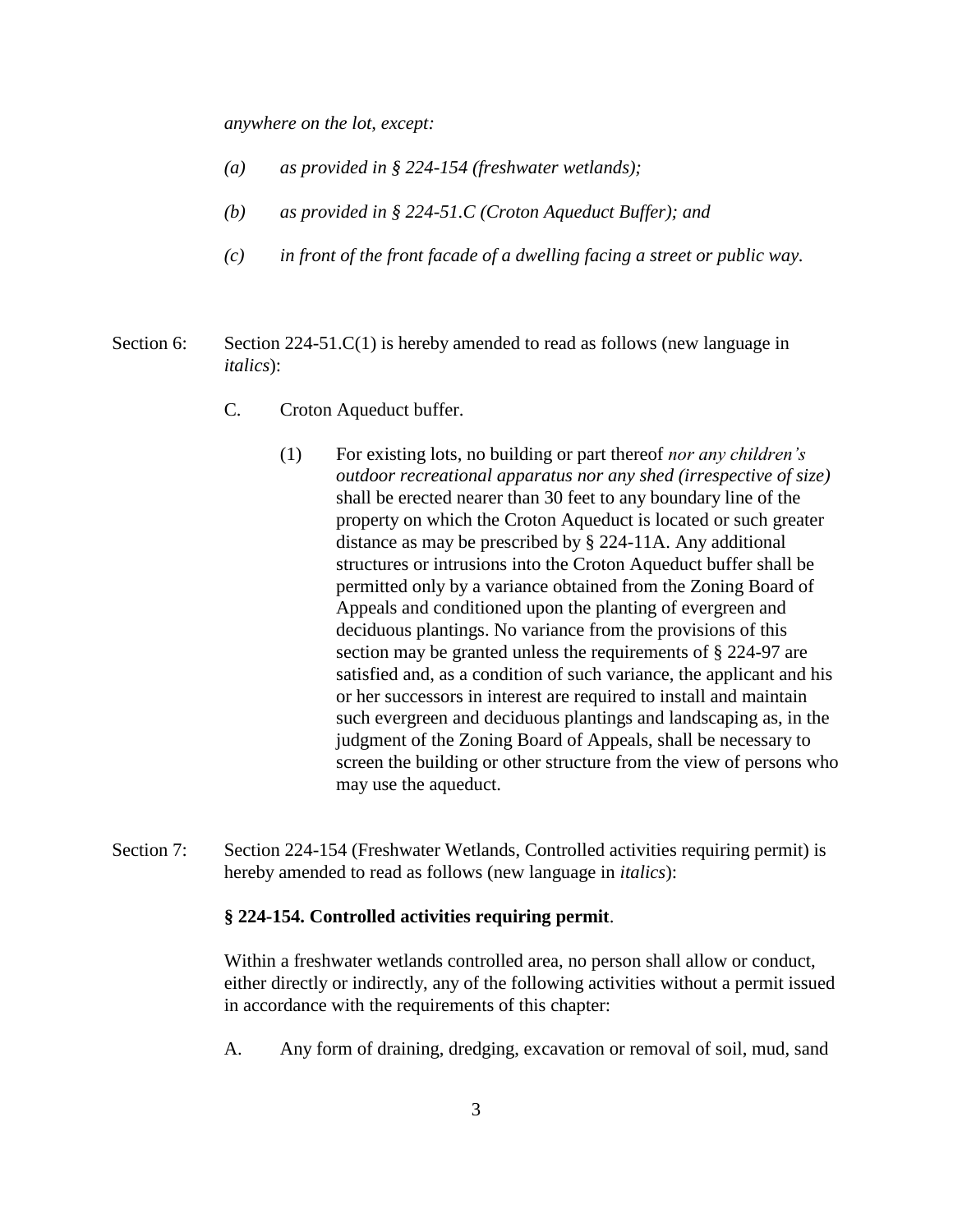*anywhere on the lot, except:*

*(a) as provided in § 224-154 (freshwater wetlands);*

*(b) as provided in § 224-51.C (Croton Aqueduct Buffer); and*

*(c) in front of the front facade of a dwelling facing a street or public way.*

Section 6: Section 224-51.C(1) is hereby amended to read as follows (new language in *italics*):

C. Croton Aqueduct buffer.

(1) For existing lots, no building or part thereof *nor any children's outdoor recreational apparatus nor any shed (irrespective of size)* shall be erected nearer than 30 feet to any boundary line of the property on which the Croton Aqueduct is located or such greater distance as may be prescribed by § 224-11A. Any additional structures or intrusions into the Croton Aqueduct buffer shall be permitted only by a variance obtained from the Zoning Board of Appeals and conditioned upon the planting of evergreen and deciduous plantings. No variance from the provisions of this section may be granted unless the requirements of § 224-97 are satisfied and, as a condition of such variance, the applicant and his or her successors in interest are required to install and maintain such evergreen and deciduous plantings and landscaping as, in the judgment of the Zoning Board of Appeals, shall be necessary to screen the building or other structure from the view of persons who may use the aqueduct.

Section 7: Section 224-154 (Freshwater Wetlands, Controlled activities requiring permit) is hereby amended to read as follows (new language in *italics*):

**§ 224-154. Controlled activities requiring permit**.

Within a freshwater wetlands controlled area, no person shall allow or conduct, either directly or indirectly, any of the following activities without a permit issued in accordance with the requirements of this chapter:

A. Any form of draining, dredging, excavation or removal of soil, mud, sand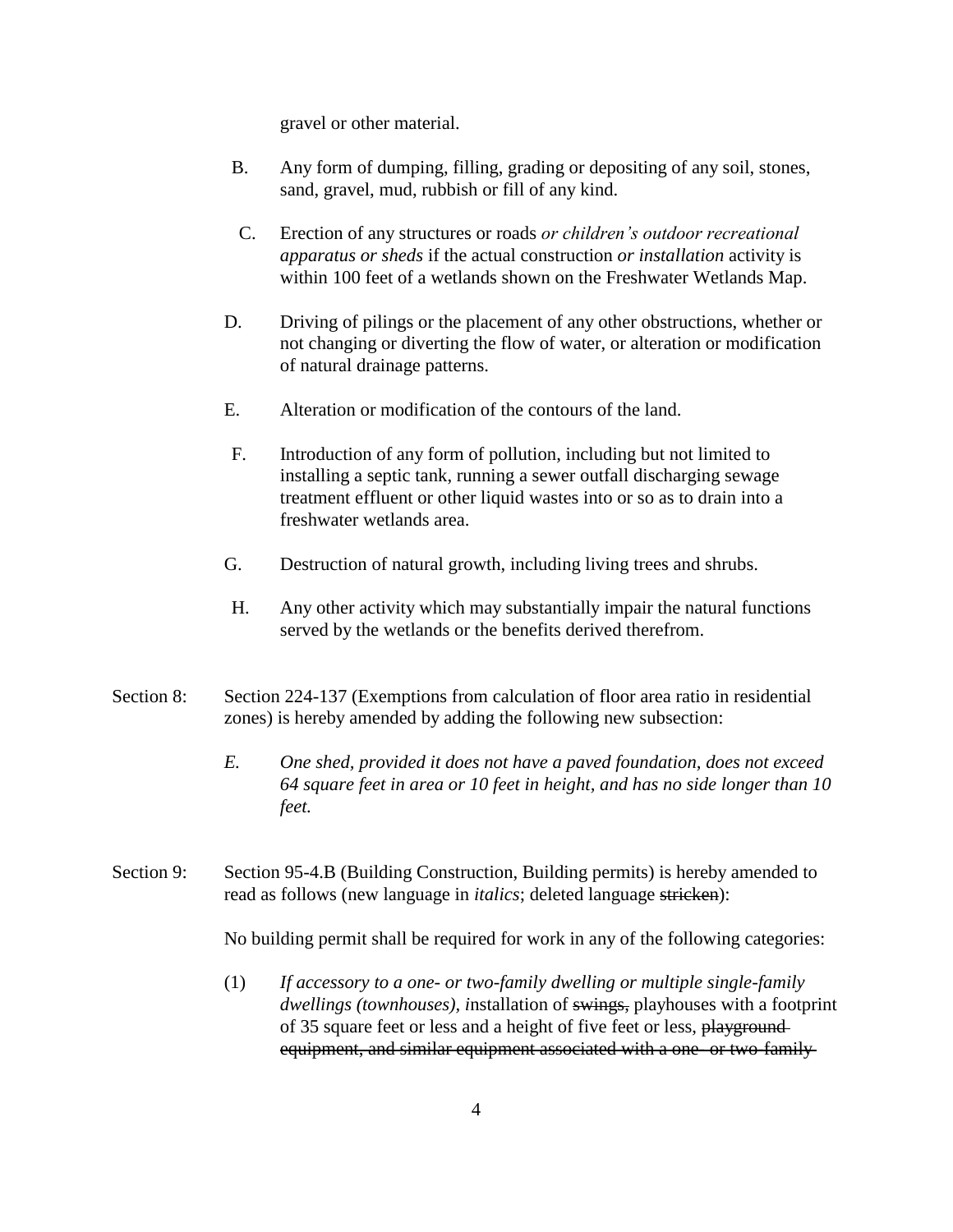gravel or other material.

B. Any form of dumping, filling, grading or depositing of any soil, stones, sand, gravel, mud, rubbish or fill of any kind.

C. Erection of any structures or roads *or children's outdoor recreational apparatus or sheds* if the actual construction *or installation* activity is within 100 feet of a wetlands shown on the Freshwater Wetlands Map.

D. Driving of pilings or the placement of any other obstructions, whether or not changing or diverting the flow of water, or alteration or modification of natural drainage patterns.

E. Alteration or modification of the contours of the land.

F. Introduction of any form of pollution, including but not limited to installing a septic tank, running a sewer outfall discharging sewage treatment effluent or other liquid wastes into or so as to drain into a freshwater wetlands area.

G. Destruction of natural growth, including living trees and shrubs.

H. Any other activity which may substantially impair the natural functions served by the wetlands or the benefits derived therefrom.

Section 8: Section 224-137 (Exemptions from calculation of floor area ratio in residential zones) is hereby amended by adding the following new subsection:

*E. One shed, provided it does not have a paved foundation, does not exceed 64 square feet in area or 10 feet in height, and has no side longer than 10 feet.*

Section 9: Section 95-4.B (Building Construction, Building permits) is hereby amended to read as follows (new language in *italics*; deleted language ~~stricken~~):

No building permit shall be required for work in any of the following categories:

(1) *If accessory to a one- or two-family dwelling or multiple single-family dwellings (townhouses), i*nstallation of ~~swings,~~ playhouses with a footprint of 35 square feet or less and a height of five feet or less, ~~playground equipment, and similar equipment associated with a one- or two-family~~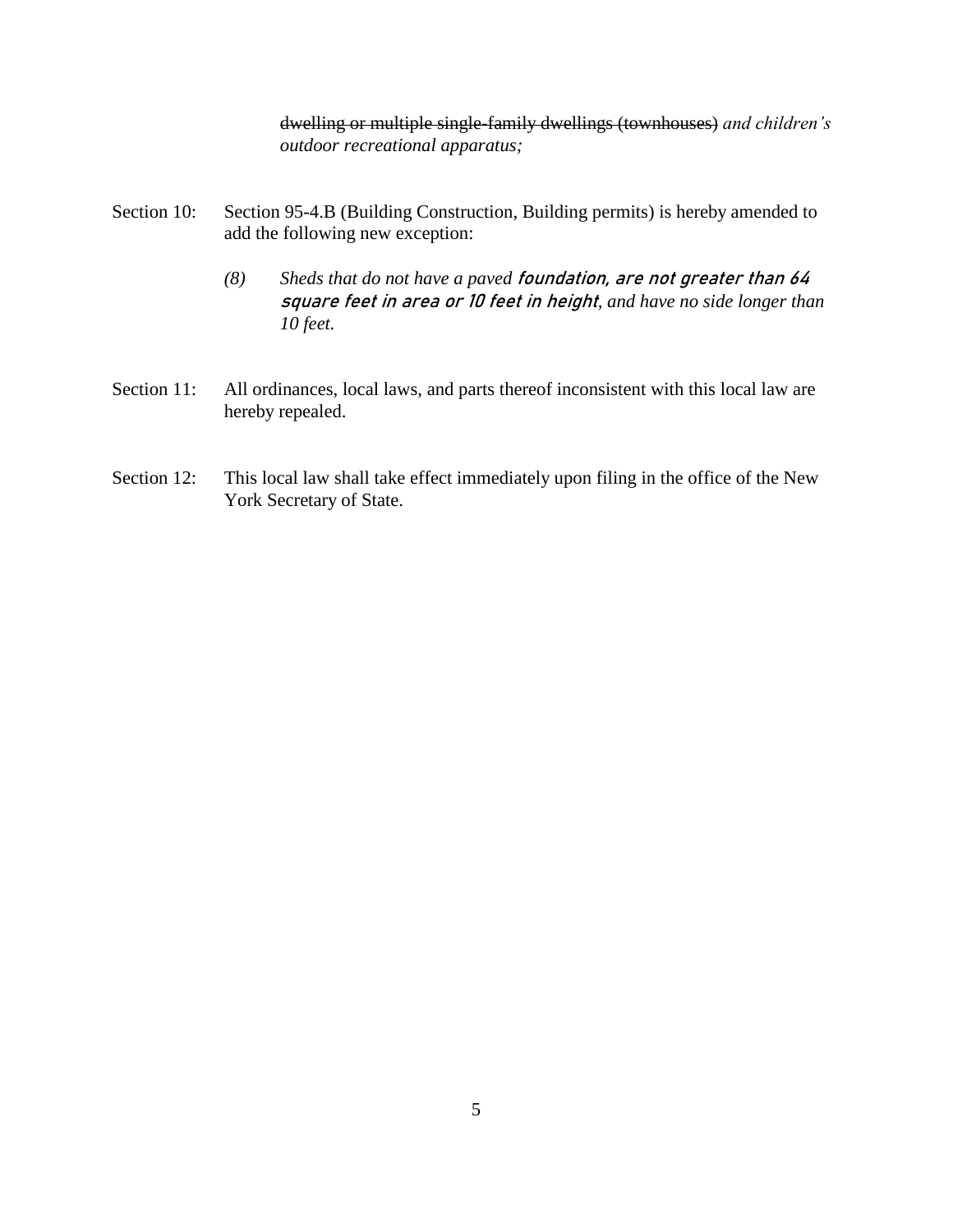~~dwelling or multiple single-family dwellings (townhouses)~~ *and children's outdoor recreational apparatus;*

Section 10: Section 95-4.B (Building Construction, Building permits) is hereby amended to add the following new exception:

*(8) Sheds that do not have a paved foundation, are not greater than 64 square feet in area or 10 feet in height, and have no side longer than 10 feet.*

Section 11: All ordinances, local laws, and parts thereof inconsistent with this local law are hereby repealed.

Section 12: This local law shall take effect immediately upon filing in the office of the New York Secretary of State.